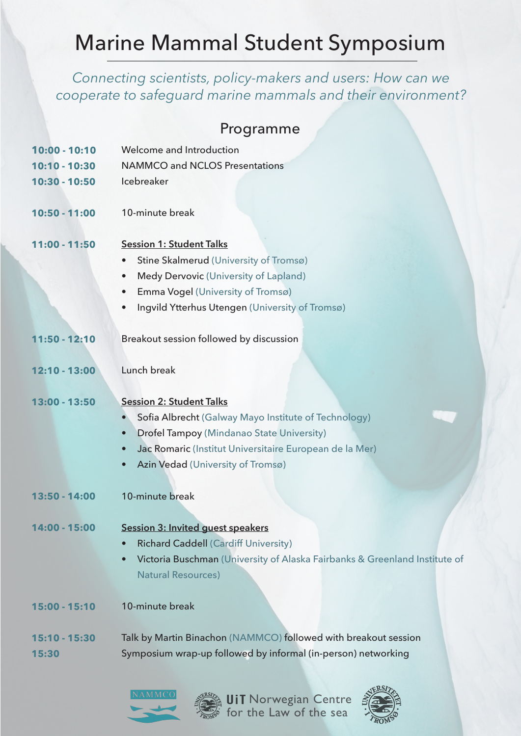# Marine Mammal Student Symposium

*Connecting scientists, policy-makers and users: How can we cooperate to safeguard marine mammals and their environment?*

## Programme

**10:00 - 10:10** Welcome and Introduction

**10:10 - 10:30** NAMMCO and NCLOS Presentations

**10:30 - 10:50** Icebreaker

**10:50 - 11:00** 10-minute break

**11:00 - 11:50** Session 1: Student Talks

- Stine Skalmerud (University of Tromsø)
- Medy Dervovic (University of Lapland)
- Emma Vogel (University of Tromsø)
- Ingvild Ytterhus Utengen (University of Tromsø)

**11:50 - 12:10** Breakout session followed by discussion

**12:10 - 13:00** Lunch break

**13:00 - 13:50** Session 2: Student Talks

- Sofia Albrecht (Galway Mayo Institute of Technology)
- Drofel Tampoy (Mindanao State University)
- Jac Romaric (Institut Universitaire European de la Mer)
- Azin Vedad (University of Tromsø)

**13:50 - 14:00** 10-minute break

**14:00 - 15:00** Session 3: Invited guest speakers

- Richard Caddell (Cardiff University)
- Victoria Buschman (University of Alaska Fairbanks & Greenland Institute of Natural Resources)

**15:00 - 15:10** 10-minute break

**15:10 - 15:30** Talk by Martin Binachon (NAMMCO) followed with breakout session

**15:30** Symposium wrap-up followed by informal (in-person) networking

NAMMCO

UiT Norwegian Centre for the Law of the sea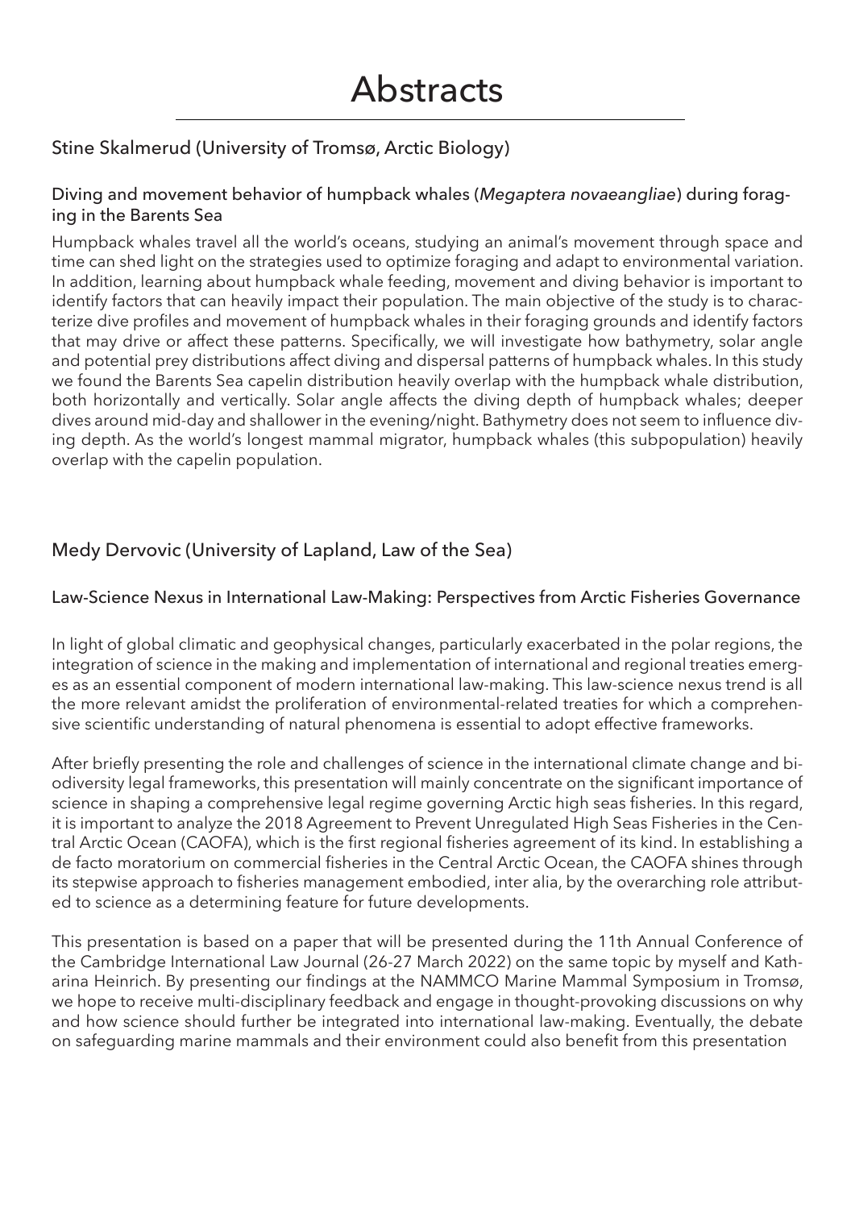# Abstracts

## Stine Skalmerud (University of Tromsø, Arctic Biology)

### Diving and movement behavior of humpback whales (*Megaptera novaeangliae*) during foraging in the Barents Sea

Humpback whales travel all the world's oceans, studying an animal's movement through space and time can shed light on the strategies used to optimize foraging and adapt to environmental variation. In addition, learning about humpback whale feeding, movement and diving behavior is important to identify factors that can heavily impact their population. The main objective of the study is to characterize dive profiles and movement of humpback whales in their foraging grounds and identify factors that may drive or affect these patterns. Specifically, we will investigate how bathymetry, solar angle and potential prey distributions affect diving and dispersal patterns of humpback whales. In this study we found the Barents Sea capelin distribution heavily overlap with the humpback whale distribution, both horizontally and vertically. Solar angle affects the diving depth of humpback whales; deeper dives around mid-day and shallower in the evening/night. Bathymetry does not seem to influence diving depth. As the world's longest mammal migrator, humpback whales (this subpopulation) heavily overlap with the capelin population.

## Medy Dervovic (University of Lapland, Law of the Sea)

### Law-Science Nexus in International Law-Making: Perspectives from Arctic Fisheries Governance

In light of global climatic and geophysical changes, particularly exacerbated in the polar regions, the integration of science in the making and implementation of international and regional treaties emerges as an essential component of modern international law-making. This law-science nexus trend is all the more relevant amidst the proliferation of environmental-related treaties for which a comprehensive scientific understanding of natural phenomena is essential to adopt effective frameworks.

After briefly presenting the role and challenges of science in the international climate change and biodiversity legal frameworks, this presentation will mainly concentrate on the significant importance of science in shaping a comprehensive legal regime governing Arctic high seas fisheries. In this regard, it is important to analyze the 2018 Agreement to Prevent Unregulated High Seas Fisheries in the Central Arctic Ocean (CAOFA), which is the first regional fisheries agreement of its kind. In establishing a de facto moratorium on commercial fisheries in the Central Arctic Ocean, the CAOFA shines through its stepwise approach to fisheries management embodied, inter alia, by the overarching role attributed to science as a determining feature for future developments.

This presentation is based on a paper that will be presented during the 11th Annual Conference of the Cambridge International Law Journal (26-27 March 2022) on the same topic by myself and Katharina Heinrich. By presenting our findings at the NAMMCO Marine Mammal Symposium in Tromsø, we hope to receive multi-disciplinary feedback and engage in thought-provoking discussions on why and how science should further be integrated into international law-making. Eventually, the debate on safeguarding marine mammals and their environment could also benefit from this presentation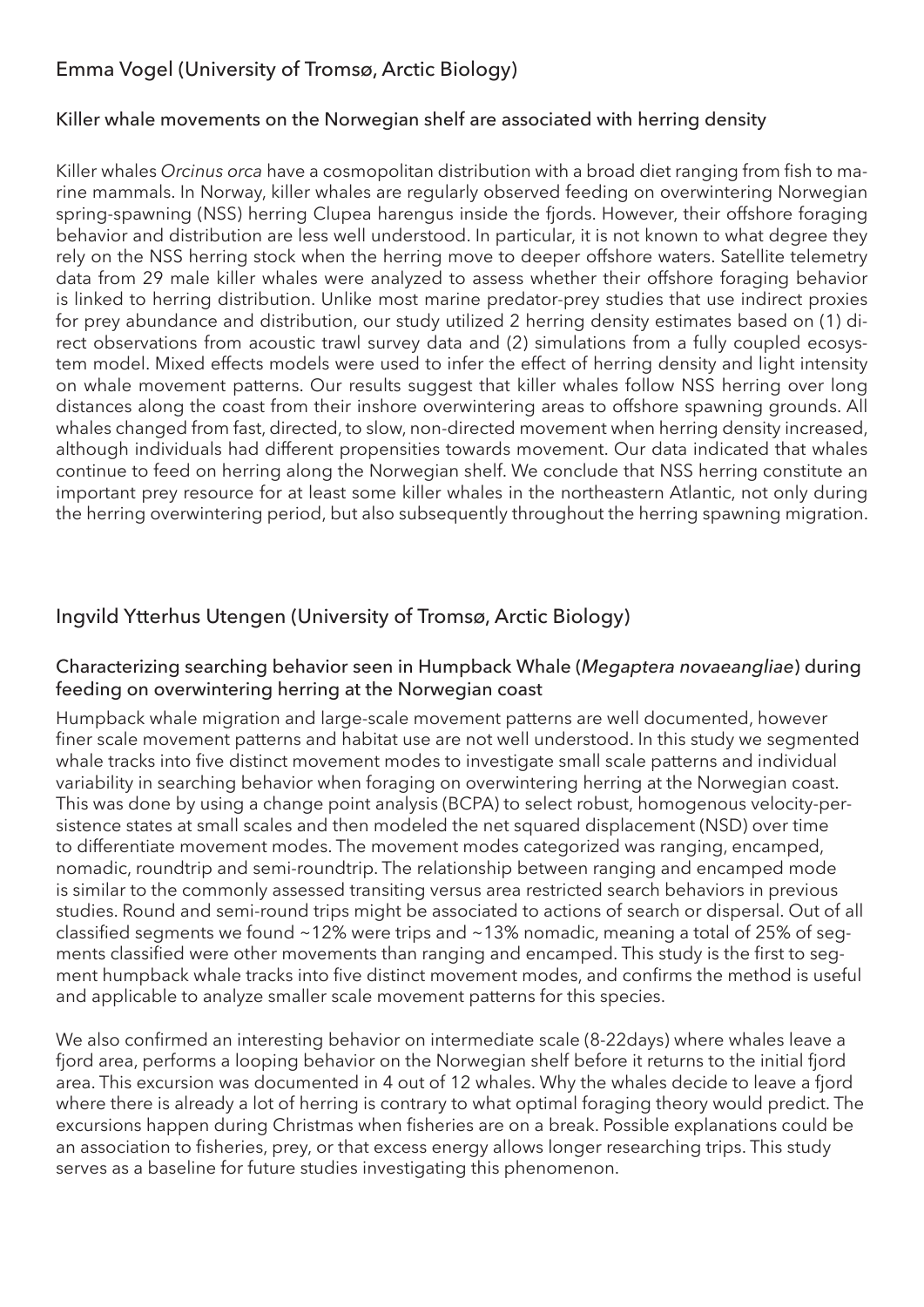## Emma Vogel (University of Tromsø, Arctic Biology)

### Killer whale movements on the Norwegian shelf are associated with herring density

Killer whales *Orcinus orca* have a cosmopolitan distribution with a broad diet ranging from fish to marine mammals. In Norway, killer whales are regularly observed feeding on overwintering Norwegian spring-spawning (NSS) herring Clupea harengus inside the fjords. However, their offshore foraging behavior and distribution are less well understood. In particular, it is not known to what degree they rely on the NSS herring stock when the herring move to deeper offshore waters. Satellite telemetry data from 29 male killer whales were analyzed to assess whether their offshore foraging behavior is linked to herring distribution. Unlike most marine predator-prey studies that use indirect proxies for prey abundance and distribution, our study utilized 2 herring density estimates based on (1) direct observations from acoustic trawl survey data and (2) simulations from a fully coupled ecosystem model. Mixed effects models were used to infer the effect of herring density and light intensity on whale movement patterns. Our results suggest that killer whales follow NSS herring over long distances along the coast from their inshore overwintering areas to offshore spawning grounds. All whales changed from fast, directed, to slow, non-directed movement when herring density increased, although individuals had different propensities towards movement. Our data indicated that whales continue to feed on herring along the Norwegian shelf. We conclude that NSS herring constitute an important prey resource for at least some killer whales in the northeastern Atlantic, not only during the herring overwintering period, but also subsequently throughout the herring spawning migration.

## Ingvild Ytterhus Utengen (University of Tromsø, Arctic Biology)

### Characterizing searching behavior seen in Humpback Whale (*Megaptera novaeangliae*) during feeding on overwintering herring at the Norwegian coast

Humpback whale migration and large-scale movement patterns are well documented, however finer scale movement patterns and habitat use are not well understood. In this study we segmented whale tracks into five distinct movement modes to investigate small scale patterns and individual variability in searching behavior when foraging on overwintering herring at the Norwegian coast. This was done by using a change point analysis (BCPA) to select robust, homogenous velocity-persistence states at small scales and then modeled the net squared displacement (NSD) over time to differentiate movement modes. The movement modes categorized was ranging, encamped, nomadic, roundtrip and semi-roundtrip. The relationship between ranging and encamped mode is similar to the commonly assessed transiting versus area restricted search behaviors in previous studies. Round and semi-round trips might be associated to actions of search or dispersal. Out of all classified segments we found ~12% were trips and ~13% nomadic, meaning a total of 25% of segments classified were other movements than ranging and encamped. This study is the first to segment humpback whale tracks into five distinct movement modes, and confirms the method is useful and applicable to analyze smaller scale movement patterns for this species.

We also confirmed an interesting behavior on intermediate scale (8-22days) where whales leave a fjord area, performs a looping behavior on the Norwegian shelf before it returns to the initial fjord area. This excursion was documented in 4 out of 12 whales. Why the whales decide to leave a fjord where there is already a lot of herring is contrary to what optimal foraging theory would predict. The excursions happen during Christmas when fisheries are on a break. Possible explanations could be an association to fisheries, prey, or that excess energy allows longer researching trips. This study serves as a baseline for future studies investigating this phenomenon.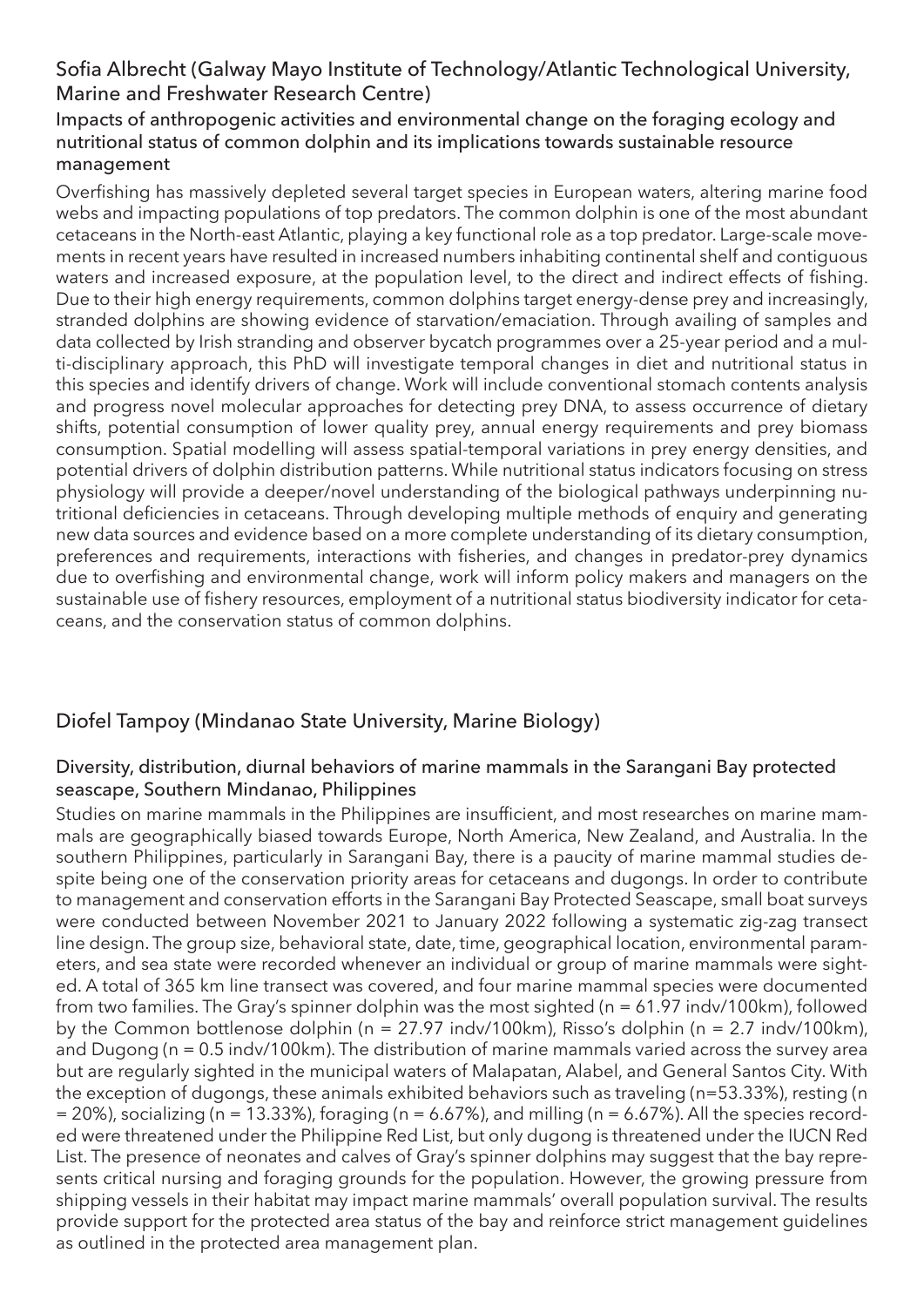## Sofia Albrecht (Galway Mayo Institute of Technology/Atlantic Technological University, Marine and Freshwater Research Centre)

### Impacts of anthropogenic activities and environmental change on the foraging ecology and nutritional status of common dolphin and its implications towards sustainable resource management

Overfishing has massively depleted several target species in European waters, altering marine food webs and impacting populations of top predators. The common dolphin is one of the most abundant cetaceans in the North-east Atlantic, playing a key functional role as a top predator. Large-scale movements in recent years have resulted in increased numbers inhabiting continental shelf and contiguous waters and increased exposure, at the population level, to the direct and indirect effects of fishing. Due to their high energy requirements, common dolphins target energy-dense prey and increasingly, stranded dolphins are showing evidence of starvation/emaciation. Through availing of samples and data collected by Irish stranding and observer bycatch programmes over a 25-year period and a multi-disciplinary approach, this PhD will investigate temporal changes in diet and nutritional status in this species and identify drivers of change. Work will include conventional stomach contents analysis and progress novel molecular approaches for detecting prey DNA, to assess occurrence of dietary shifts, potential consumption of lower quality prey, annual energy requirements and prey biomass consumption. Spatial modelling will assess spatial-temporal variations in prey energy densities, and potential drivers of dolphin distribution patterns. While nutritional status indicators focusing on stress physiology will provide a deeper/novel understanding of the biological pathways underpinning nutritional deficiencies in cetaceans. Through developing multiple methods of enquiry and generating new data sources and evidence based on a more complete understanding of its dietary consumption, preferences and requirements, interactions with fisheries, and changes in predator-prey dynamics due to overfishing and environmental change, work will inform policy makers and managers on the sustainable use of fishery resources, employment of a nutritional status biodiversity indicator for cetaceans, and the conservation status of common dolphins.

## Diofel Tampoy (Mindanao State University, Marine Biology)

### Diversity, distribution, diurnal behaviors of marine mammals in the Sarangani Bay protected seascape, Southern Mindanao, Philippines

Studies on marine mammals in the Philippines are insufficient, and most researches on marine mammals are geographically biased towards Europe, North America, New Zealand, and Australia. In the southern Philippines, particularly in Sarangani Bay, there is a paucity of marine mammal studies despite being one of the conservation priority areas for cetaceans and dugongs. In order to contribute to management and conservation efforts in the Sarangani Bay Protected Seascape, small boat surveys were conducted between November 2021 to January 2022 following a systematic zig-zag transect line design. The group size, behavioral state, date, time, geographical location, environmental parameters, and sea state were recorded whenever an individual or group of marine mammals were sighted. A total of 365 km line transect was covered, and four marine mammal species were documented from two families. The Gray's spinner dolphin was the most sighted (n = 61.97 indv/100km), followed by the Common bottlenose dolphin (n = 27.97 indv/100km), Risso's dolphin (n = 2.7 indv/100km), and Dugong (n = 0.5 indv/100km). The distribution of marine mammals varied across the survey area but are regularly sighted in the municipal waters of Malapatan, Alabel, and General Santos City. With the exception of dugongs, these animals exhibited behaviors such as traveling (n=53.33%), resting (n = 20%), socializing (n = 13.33%), foraging (n = 6.67%), and milling (n = 6.67%). All the species recorded were threatened under the Philippine Red List, but only dugong is threatened under the IUCN Red List. The presence of neonates and calves of Gray's spinner dolphins may suggest that the bay represents critical nursing and foraging grounds for the population. However, the growing pressure from shipping vessels in their habitat may impact marine mammals' overall population survival. The results provide support for the protected area status of the bay and reinforce strict management guidelines as outlined in the protected area management plan.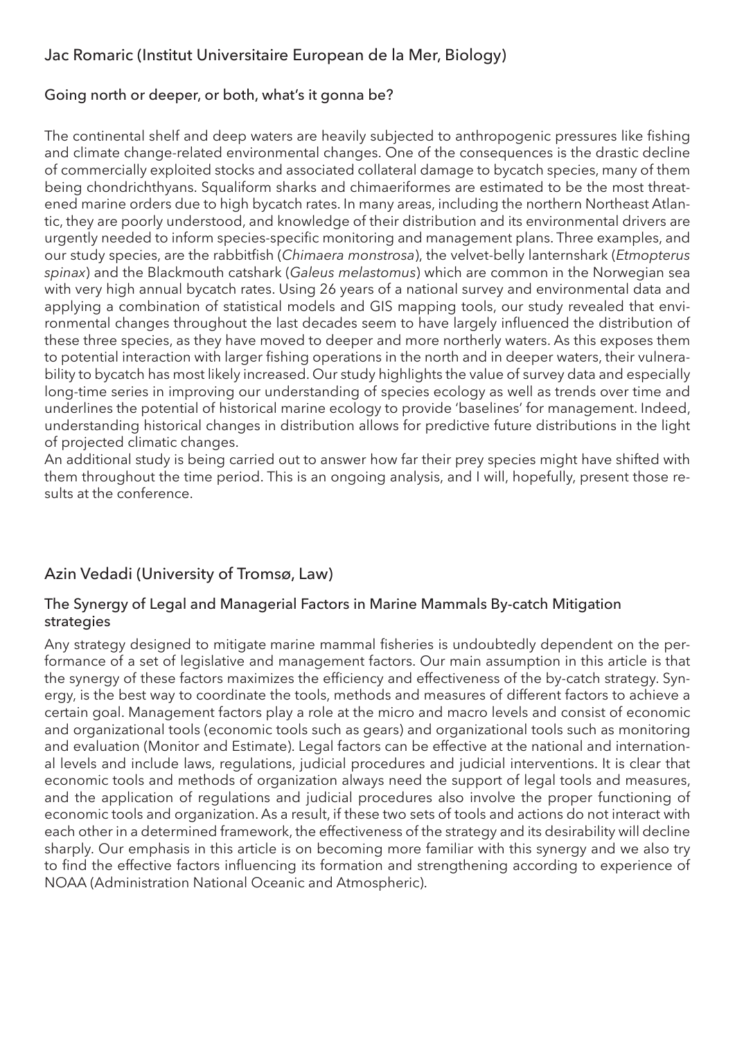## Jac Romaric (Institut Universitaire European de la Mer, Biology)

### Going north or deeper, or both, what's it gonna be?

The continental shelf and deep waters are heavily subjected to anthropogenic pressures like fishing and climate change-related environmental changes. One of the consequences is the drastic decline of commercially exploited stocks and associated collateral damage to bycatch species, many of them being chondrichthyans. Squaliform sharks and chimaeriformes are estimated to be the most threatened marine orders due to high bycatch rates. In many areas, including the northern Northeast Atlantic, they are poorly understood, and knowledge of their distribution and its environmental drivers are urgently needed to inform species-specific monitoring and management plans. Three examples, and our study species, are the rabbitfish (*Chimaera monstrosa*), the velvet-belly lanternshark (*Etmopterus spinax*) and the Blackmouth catshark (*Galeus melastomus*) which are common in the Norwegian sea with very high annual bycatch rates. Using 26 years of a national survey and environmental data and applying a combination of statistical models and GIS mapping tools, our study revealed that environmental changes throughout the last decades seem to have largely influenced the distribution of these three species, as they have moved to deeper and more northerly waters. As this exposes them to potential interaction with larger fishing operations in the north and in deeper waters, their vulnerability to bycatch has most likely increased. Our study highlights the value of survey data and especially long-time series in improving our understanding of species ecology as well as trends over time and underlines the potential of historical marine ecology to provide 'baselines' for management. Indeed, understanding historical changes in distribution allows for predictive future distributions in the light of projected climatic changes.

An additional study is being carried out to answer how far their prey species might have shifted with them throughout the time period. This is an ongoing analysis, and I will, hopefully, present those results at the conference.

## Azin Vedadi (University of Tromsø, Law)

### The Synergy of Legal and Managerial Factors in Marine Mammals By-catch Mitigation strategies

Any strategy designed to mitigate marine mammal fisheries is undoubtedly dependent on the performance of a set of legislative and management factors. Our main assumption in this article is that the synergy of these factors maximizes the efficiency and effectiveness of the by-catch strategy. Synergy, is the best way to coordinate the tools, methods and measures of different factors to achieve a certain goal. Management factors play a role at the micro and macro levels and consist of economic and organizational tools (economic tools such as gears) and organizational tools such as monitoring and evaluation (Monitor and Estimate). Legal factors can be effective at the national and international levels and include laws, regulations, judicial procedures and judicial interventions. It is clear that economic tools and methods of organization always need the support of legal tools and measures, and the application of regulations and judicial procedures also involve the proper functioning of economic tools and organization. As a result, if these two sets of tools and actions do not interact with each other in a determined framework, the effectiveness of the strategy and its desirability will decline sharply. Our emphasis in this article is on becoming more familiar with this synergy and we also try to find the effective factors influencing its formation and strengthening according to experience of NOAA (Administration National Oceanic and Atmospheric).